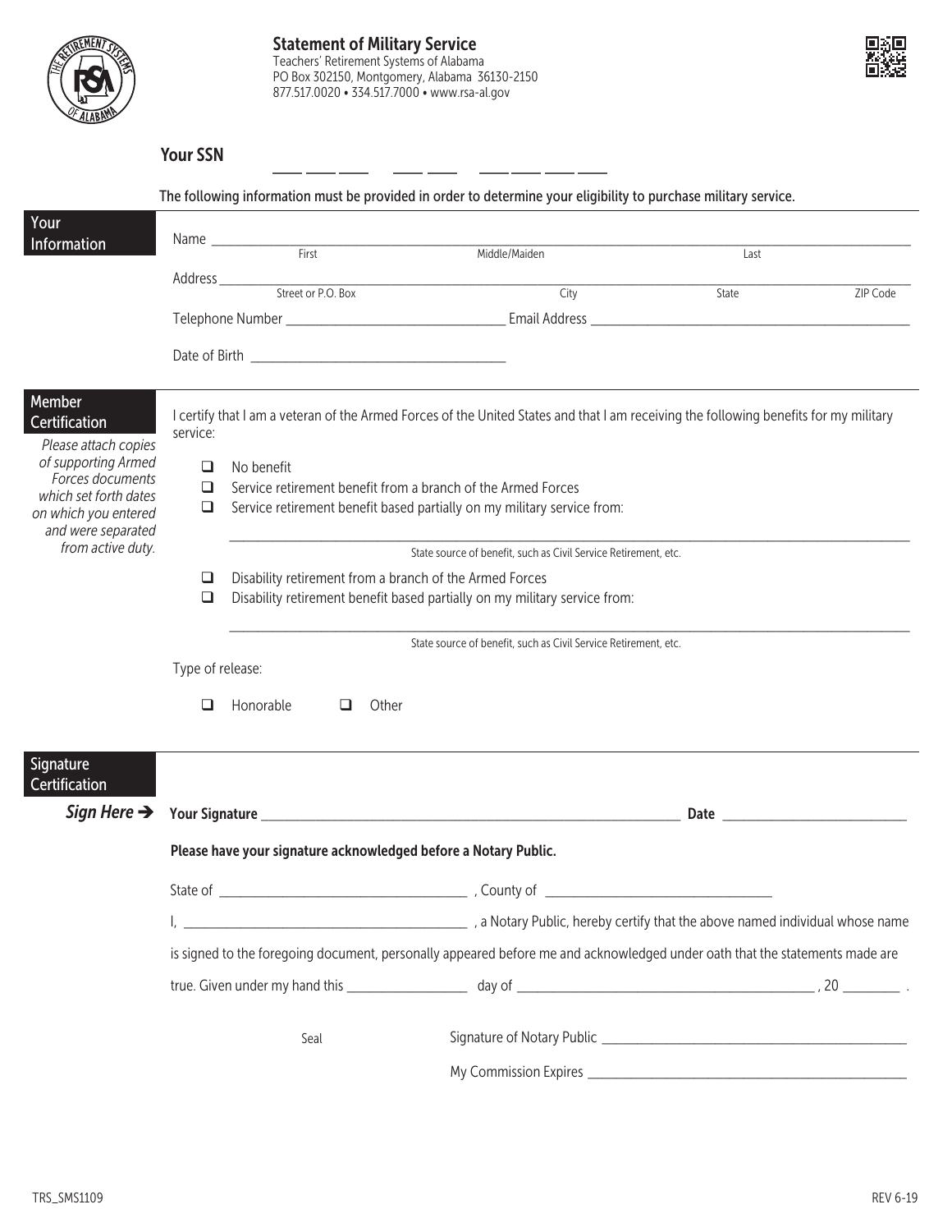# Statement of Military Service

Teachers' Retirement Systems of Alabama
PO Box 302150, Montgomery, Alabama 36130-2150
877.517.0020 • 334.517.7000 • www.rsa-al.gov

**Your SSN** ___ ___ ___ ___ ___ ___ ___ ___ ___

**The following information must be provided in order to determine your eligibility to purchase military service.**

## Your Information

Name ______________________________________________
First Middle/Maiden Last

Address ______________________________________________
Street or P.O. Box City State ZIP Code

Telephone Number ____________________ Email Address ____________________

Date of Birth ____________________

## Member Certification

*Please attach copies of supporting Armed Forces documents which set forth dates on which you entered and were separated from active duty.*

I certify that I am a veteran of the Armed Forces of the United States and that I am receiving the following benefits for my military service:

- ☐ No benefit
- ☐ Service retirement benefit from a branch of the Armed Forces
- ☐ Service retirement benefit based partially on my military service from:

______________________________________________
State source of benefit, such as Civil Service Retirement, etc.

- ☐ Disability retirement from a branch of the Armed Forces
- ☐ Disability retirement benefit based partially on my military service from:

______________________________________________
State source of benefit, such as Civil Service Retirement, etc.

Type of release:

☐ Honorable ☐ Other

## Signature Certification

***Sign Here ➔*** **Your Signature** ______________________________ **Date** ____________

**Please have your signature acknowledged before a Notary Public.**

State of ____________________ , County of ____________________

I, ____________________ , a Notary Public, hereby certify that the above named individual whose name is signed to the foregoing document, personally appeared before me and acknowledged under oath that the statements made are true. Given under my hand this ____________ day of ____________________ , 20 ______ .

Seal

Signature of Notary Public ____________________

My Commission Expires ____________________

TRS_SMS1109 REV 6-19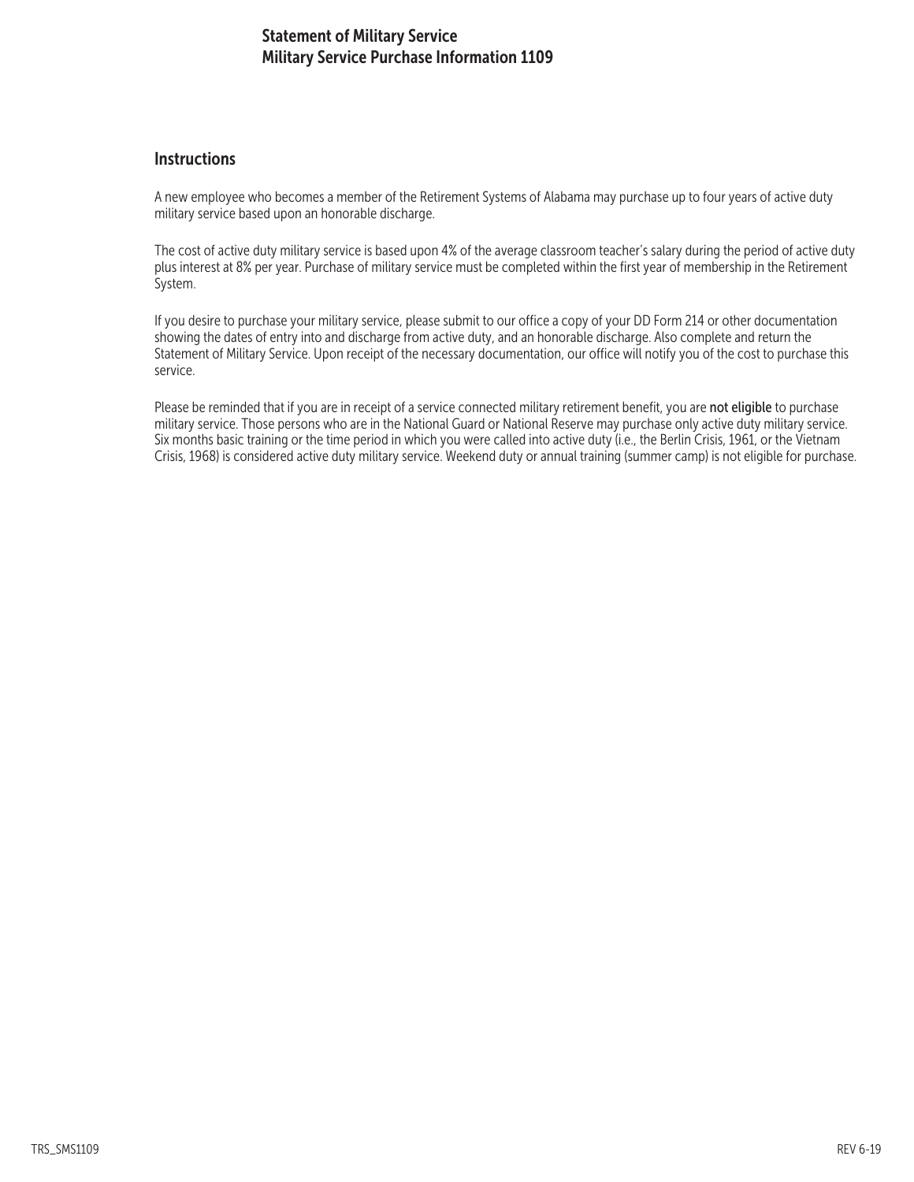## Statement of Military Service
## Military Service Purchase Information 1109

### Instructions

A new employee who becomes a member of the Retirement Systems of Alabama may purchase up to four years of active duty military service based upon an honorable discharge.

The cost of active duty military service is based upon 4% of the average classroom teacher's salary during the period of active duty plus interest at 8% per year. Purchase of military service must be completed within the first year of membership in the Retirement System.

If you desire to purchase your military service, please submit to our office a copy of your DD Form 214 or other documentation showing the dates of entry into and discharge from active duty, and an honorable discharge. Also complete and return the Statement of Military Service. Upon receipt of the necessary documentation, our office will notify you of the cost to purchase this service.

Please be reminded that if you are in receipt of a service connected military retirement benefit, you are **not eligible** to purchase military service. Those persons who are in the National Guard or National Reserve may purchase only active duty military service. Six months basic training or the time period in which you were called into active duty (i.e., the Berlin Crisis, 1961, or the Vietnam Crisis, 1968) is considered active duty military service. Weekend duty or annual training (summer camp) is not eligible for purchase.

TRS_SMS1109 REV 6-19